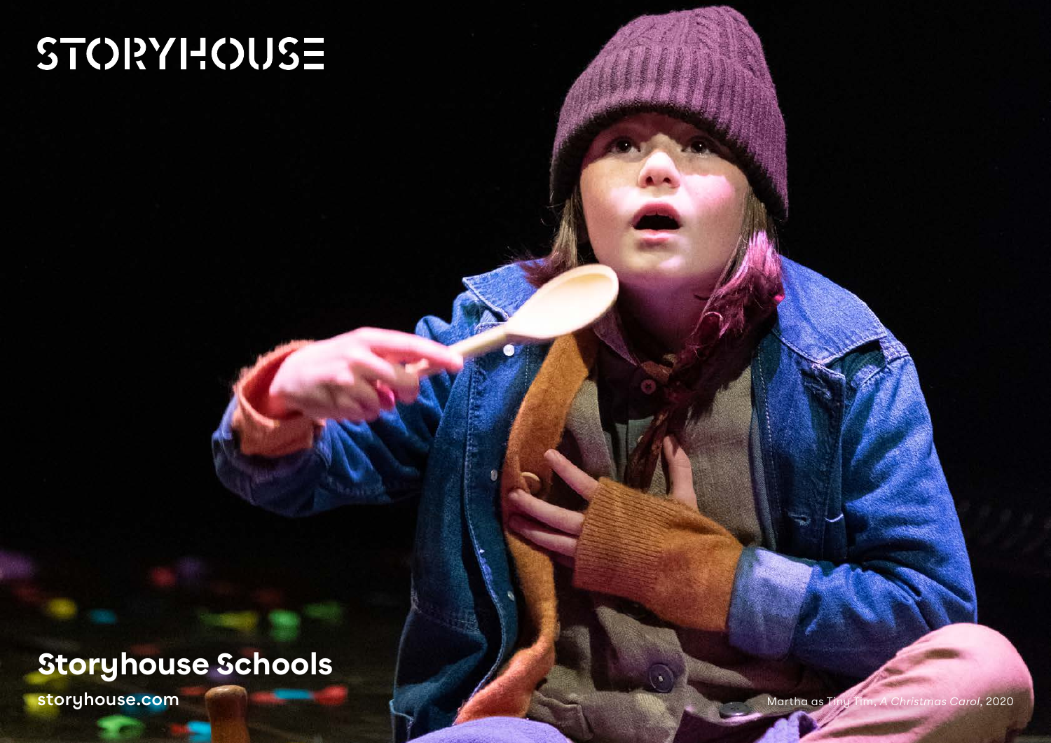STORYHOUSE

# Storyhouse Schools

storyhouse.com

Martha as Tiny Tim, *A Christmas Carol*, 2020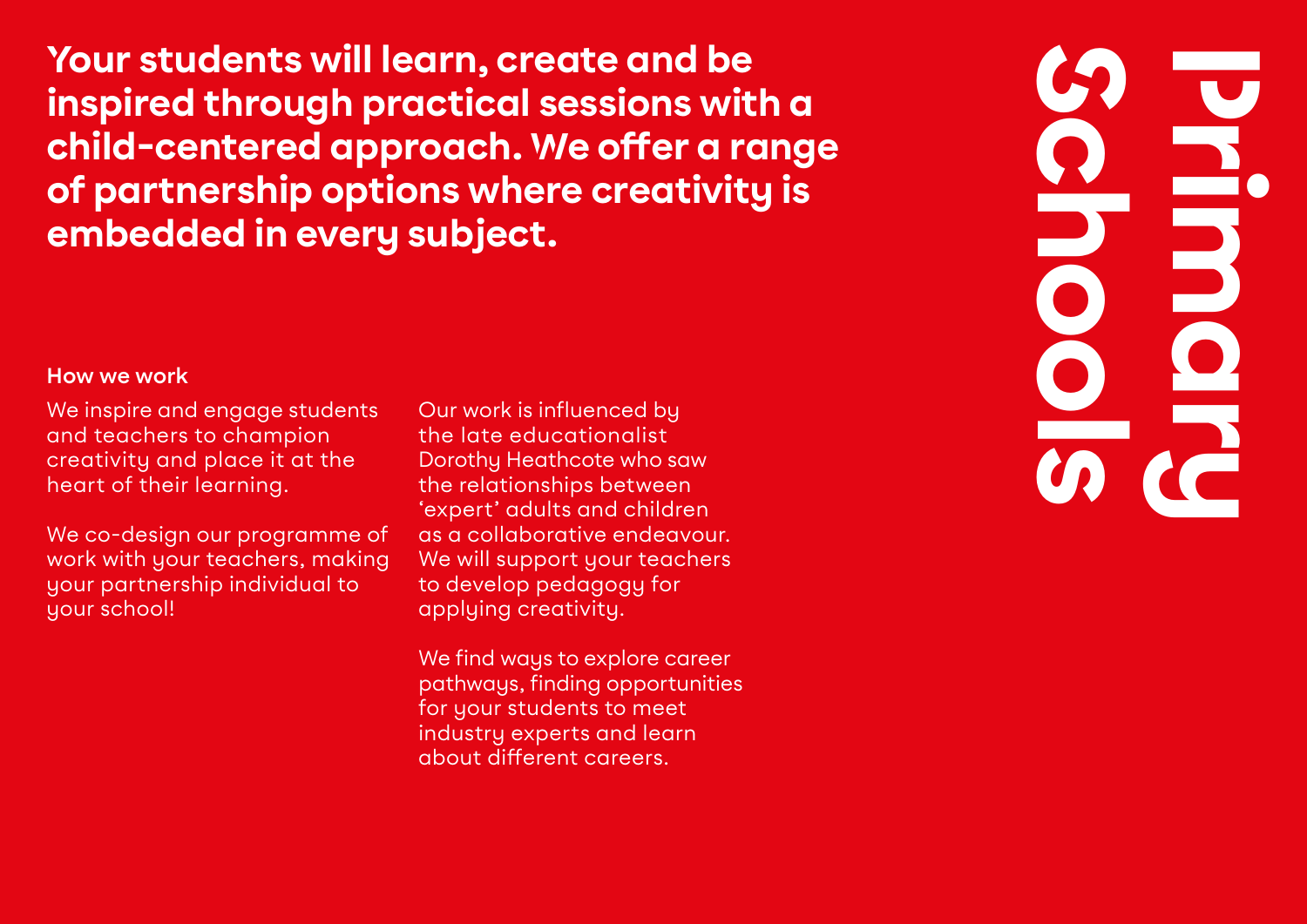# Primary Schools

**Your students will learn, create and be inspired through practical sessions with a child-centered approach. We offer a range of partnership options where creativity is embedded in every subject.**

### How we work

We inspire and engage students and teachers to champion creativity and place it at the heart of their learning.

We co-design our programme of work with your teachers, making your partnership individual to your school!

Our work is influenced by the late educationalist Dorothy Heathcote who saw the relationships between 'expert' adults and children as a collaborative endeavour. We will support your teachers to develop pedagogy for applying creativity.

We find ways to explore career pathways, finding opportunities for your students to meet industry experts and learn about different careers.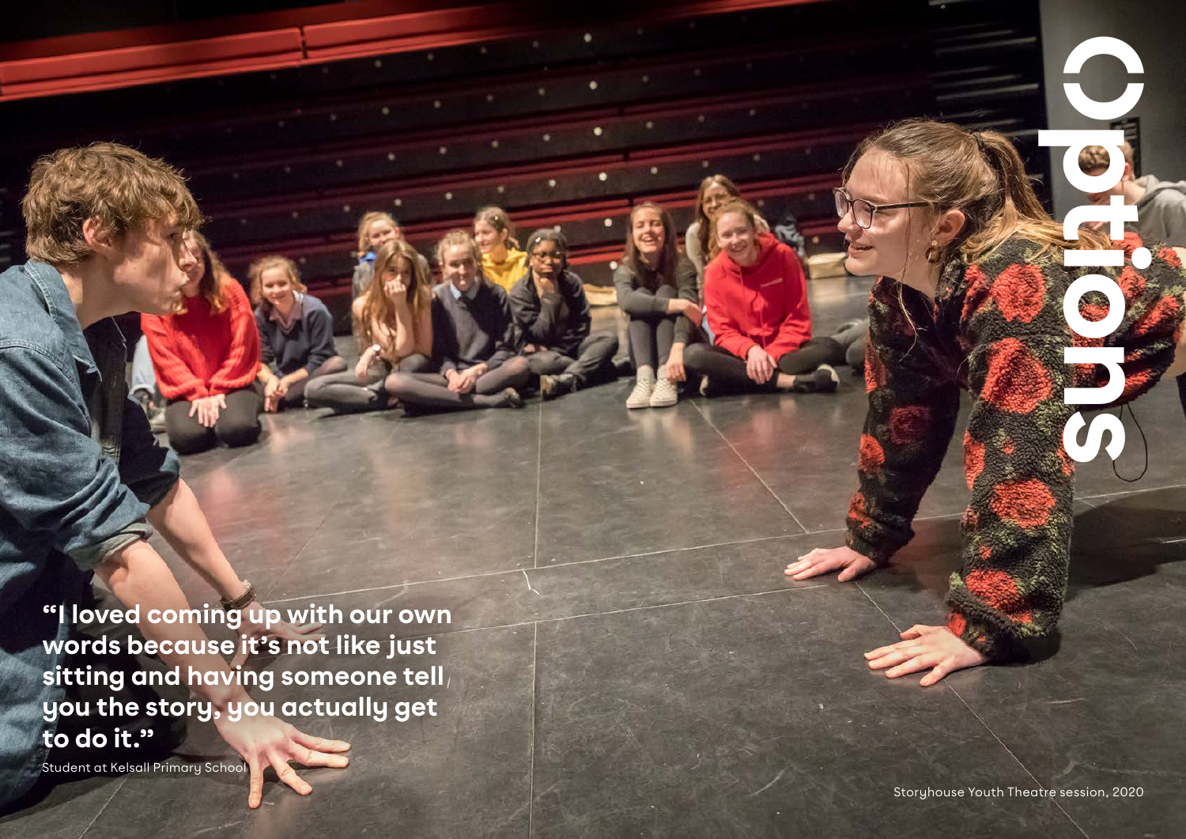# Options

**"I loved coming up with our own words because it's not like just sitting and having someone tell you the story, you actually get to do it."**

Student at Kelsall Primary School

Storyhouse Youth Theatre session, 2020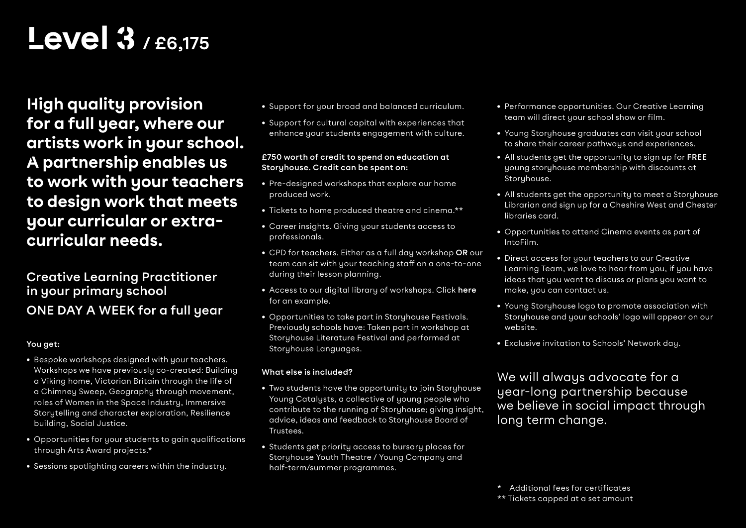# Level 3 / £6,175

**High quality provision for a full year, where our artists work in your school. A partnership enables us to work with your teachers to design work that meets your curricular or extra-curricular needs.**

## Creative Learning Practitioner in your primary school

ONE DAY A WEEK for a full year

**You get:**

- Bespoke workshops designed with your teachers. Workshops we have previously co-created: Building a Viking home, Victorian Britain through the life of a Chimney Sweep, Geography through movement, roles of Women in the Space Industry, Immersive Storytelling and character exploration, Resilience building, Social Justice.
- Opportunities for your students to gain qualifications through Arts Award projects.*
- Sessions spotlighting careers within the industry.
- Support for your broad and balanced curriculum.
- Support for cultural capital with experiences that enhance your students engagement with culture.

**£750 worth of credit to spend on education at Storyhouse. Credit can be spent on:**

- Pre-designed workshops that explore our home produced work.
- Tickets to home produced theatre and cinema.**
- Career insights. Giving your students access to professionals.
- CPD for teachers. Either as a full day workshop **OR** our team can sit with your teaching staff on a one-to-one during their lesson planning.
- Access to our digital library of workshops. Click **here** for an example.
- Opportunities to take part in Storyhouse Festivals. Previously schools have: Taken part in workshop at Storyhouse Literature Festival and performed at Storyhouse Languages.

**What else is included?**

- Two students have the opportunity to join Storyhouse Young Catalysts, a collective of young people who contribute to the running of Storyhouse; giving insight, advice, ideas and feedback to Storyhouse Board of Trustees.
- Students get priority access to bursary places for Storyhouse Youth Theatre / Young Company and half-term/summer programmes.
- Performance opportunities. Our Creative Learning team will direct your school show or film.
- Young Storyhouse graduates can visit your school to share their career pathways and experiences.
- All students get the opportunity to sign up for **FREE** young storyhouse membership with discounts at Storyhouse.
- All students get the opportunity to meet a Storyhouse Librarian and sign up for a Cheshire West and Chester libraries card.
- Opportunities to attend Cinema events as part of IntoFilm.
- Direct access for your teachers to our Creative Learning Team, we love to hear from you, if you have ideas that you want to discuss or plans you want to make, you can contact us.
- Young Storyhouse logo to promote association with Storyhouse and your schools' logo will appear on our website.
- Exclusive invitation to Schools' Network day.

We will always advocate for a year-long partnership because we believe in social impact through long term change.

\* Additional fees for certificates
** Tickets capped at a set amount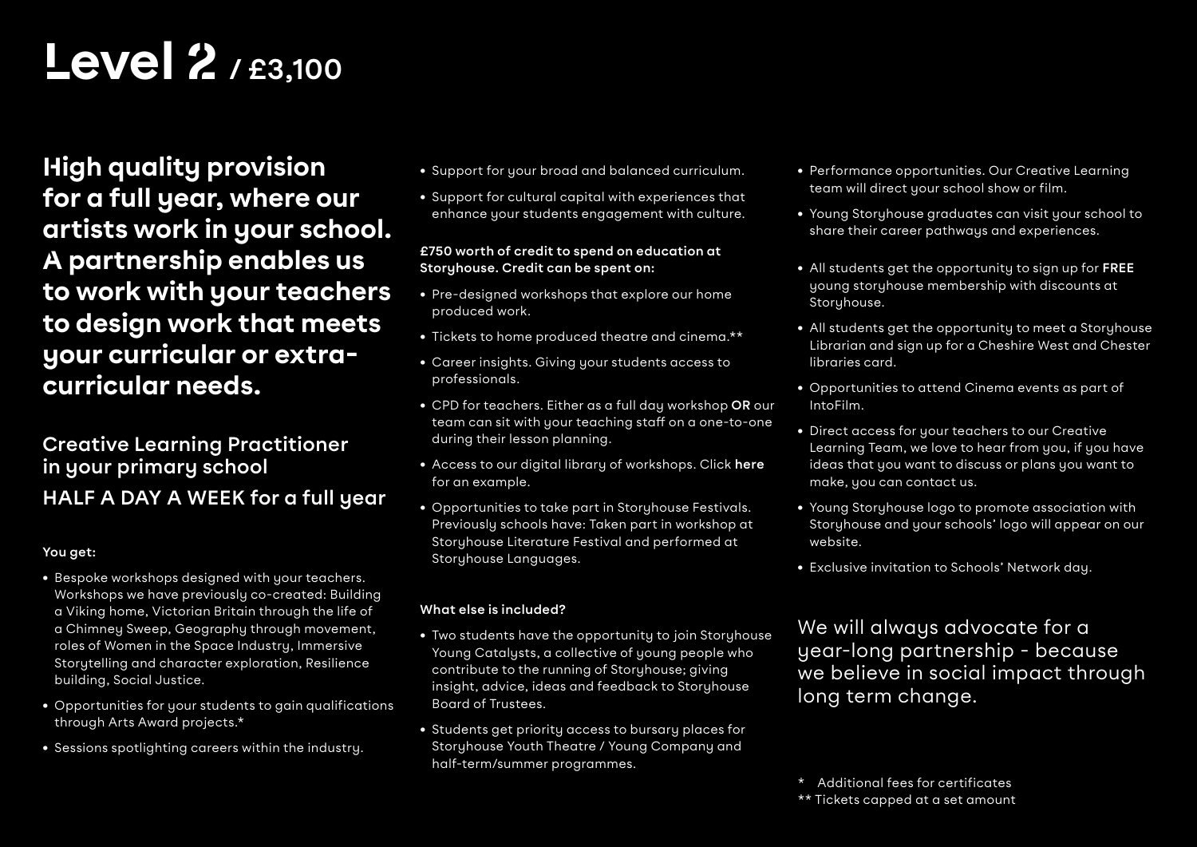# Level 2 / £3,100

**High quality provision for a full year, where our artists work in your school. A partnership enables us to work with your teachers to design work that meets your curricular or extra-curricular needs.**

## Creative Learning Practitioner in your primary school

HALF A DAY A WEEK for a full year

**You get:**

- Bespoke workshops designed with your teachers. Workshops we have previously co-created: Building a Viking home, Victorian Britain through the life of a Chimney Sweep, Geography through movement, roles of Women in the Space Industry, Immersive Storytelling and character exploration, Resilience building, Social Justice.
- Opportunities for your students to gain qualifications through Arts Award projects.*
- Sessions spotlighting careers within the industry.
- Support for your broad and balanced curriculum.
- Support for cultural capital with experiences that enhance your students engagement with culture.

**£750 worth of credit to spend on education at Storyhouse. Credit can be spent on:**

- Pre-designed workshops that explore our home produced work.
- Tickets to home produced theatre and cinema.**
- Career insights. Giving your students access to professionals.
- CPD for teachers. Either as a full day workshop **OR** our team can sit with your teaching staff on a one-to-one during their lesson planning.
- Access to our digital library of workshops. Click **here** for an example.
- Opportunities to take part in Storyhouse Festivals. Previously schools have: Taken part in workshop at Storyhouse Literature Festival and performed at Storyhouse Languages.

**What else is included?**

- Two students have the opportunity to join Storyhouse Young Catalysts, a collective of young people who contribute to the running of Storyhouse; giving insight, advice, ideas and feedback to Storyhouse Board of Trustees.
- Students get priority access to bursary places for Storyhouse Youth Theatre / Young Company and half-term/summer programmes.
- Performance opportunities. Our Creative Learning team will direct your school show or film.
- Young Storyhouse graduates can visit your school to share their career pathways and experiences.
- All students get the opportunity to sign up for **FREE** young storyhouse membership with discounts at Storyhouse.
- All students get the opportunity to meet a Storyhouse Librarian and sign up for a Cheshire West and Chester libraries card.
- Opportunities to attend Cinema events as part of IntoFilm.
- Direct access for your teachers to our Creative Learning Team, we love to hear from you, if you have ideas that you want to discuss or plans you want to make, you can contact us.
- Young Storyhouse logo to promote association with Storyhouse and your schools' logo will appear on our website.
- Exclusive invitation to Schools' Network day.

We will always advocate for a year-long partnership - because we believe in social impact through long term change.

\* Additional fees for certificates

** Tickets capped at a set amount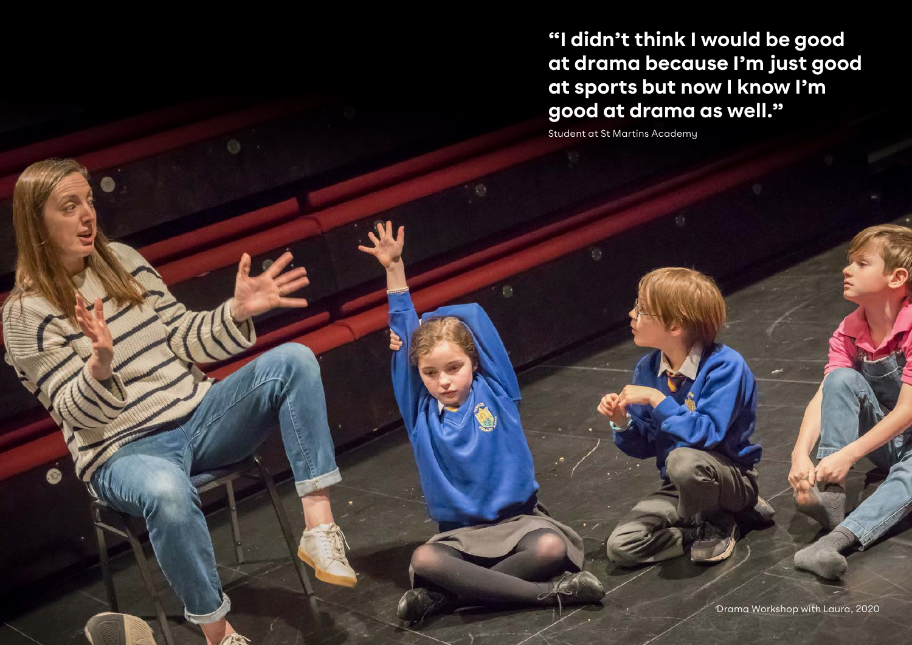**"I didn't think I would be good at drama because I'm just good at sports but now I know I'm good at drama as well."**

Student at St Martins Academy

Drama Workshop with Laura, 2020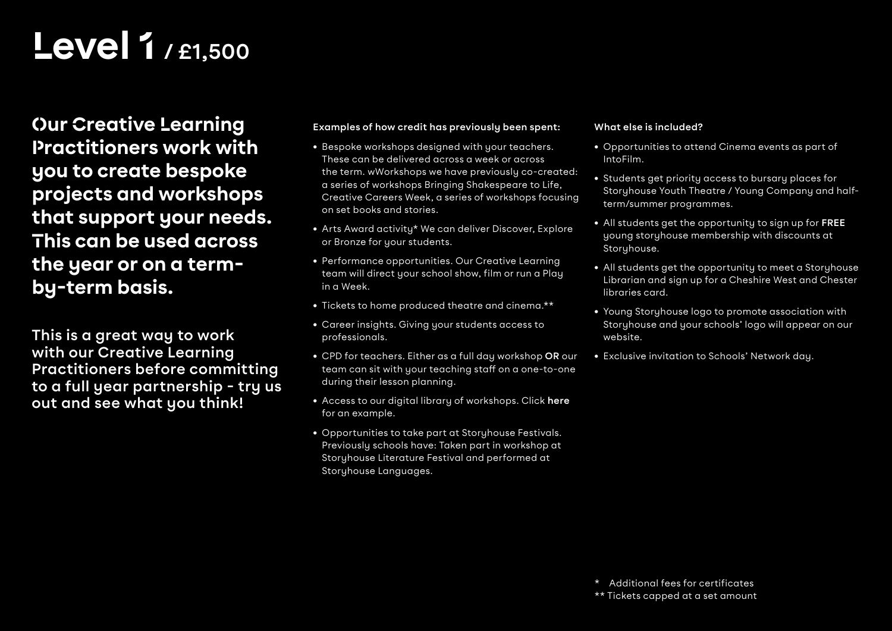# Level 1 / £1,500

**Our Creative Learning Practitioners work with you to create bespoke projects and workshops that support your needs. This can be used across the year or on a term-by-term basis.**

This is a great way to work with our Creative Learning Practitioners before committing to a full year partnership - try us out and see what you think!

**Examples of how credit has previously been spent:**

- Bespoke workshops designed with your teachers. These can be delivered across a week or across the term. wWorkshops we have previously co-created: a series of workshops Bringing Shakespeare to Life, Creative Careers Week, a series of workshops focusing on set books and stories.
- Arts Award activity* We can deliver Discover, Explore or Bronze for your students.
- Performance opportunities. Our Creative Learning team will direct your school show, film or run a Play in a Week.
- Tickets to home produced theatre and cinema.**
- Career insights. Giving your students access to professionals.
- CPD for teachers. Either as a full day workshop **OR** our team can sit with your teaching staff on a one-to-one during their lesson planning.
- Access to our digital library of workshops. Click **here** for an example.
- Opportunities to take part at Storyhouse Festivals. Previously schools have: Taken part in workshop at Storyhouse Literature Festival and performed at Storyhouse Languages.

**What else is included?**

- Opportunities to attend Cinema events as part of IntoFilm.
- Students get priority access to bursary places for Storyhouse Youth Theatre / Young Company and half-term/summer programmes.
- All students get the opportunity to sign up for **FREE** young storyhouse membership with discounts at Storyhouse.
- All students get the opportunity to meet a Storyhouse Librarian and sign up for a Cheshire West and Chester libraries card.
- Young Storyhouse logo to promote association with Storyhouse and your schools' logo will appear on our website.
- Exclusive invitation to Schools' Network day.

\* Additional fees for certificates
** Tickets capped at a set amount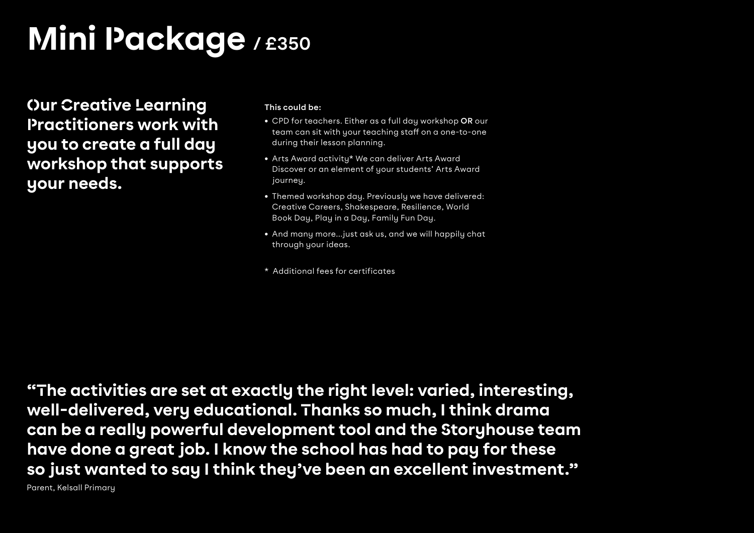# Mini Package / £350

**Our Creative Learning Practitioners work with you to create a full day workshop that supports your needs.**

**This could be:**

- CPD for teachers. Either as a full day workshop **OR** our team can sit with your teaching staff on a one-to-one during their lesson planning.
- Arts Award activity* We can deliver Arts Award Discover or an element of your students' Arts Award journey.
- Themed workshop day. Previously we have delivered: Creative Careers, Shakespeare, Resilience, World Book Day, Play in a Day, Family Fun Day.
- And many more…just ask us, and we will happily chat through your ideas.

* Additional fees for certificates

**"The activities are set at exactly the right level: varied, interesting, well-delivered, very educational. Thanks so much, I think drama can be a really powerful development tool and the Storyhouse team have done a great job. I know the school has had to pay for these so just wanted to say I think they've been an excellent investment."**

Parent, Kelsall Primary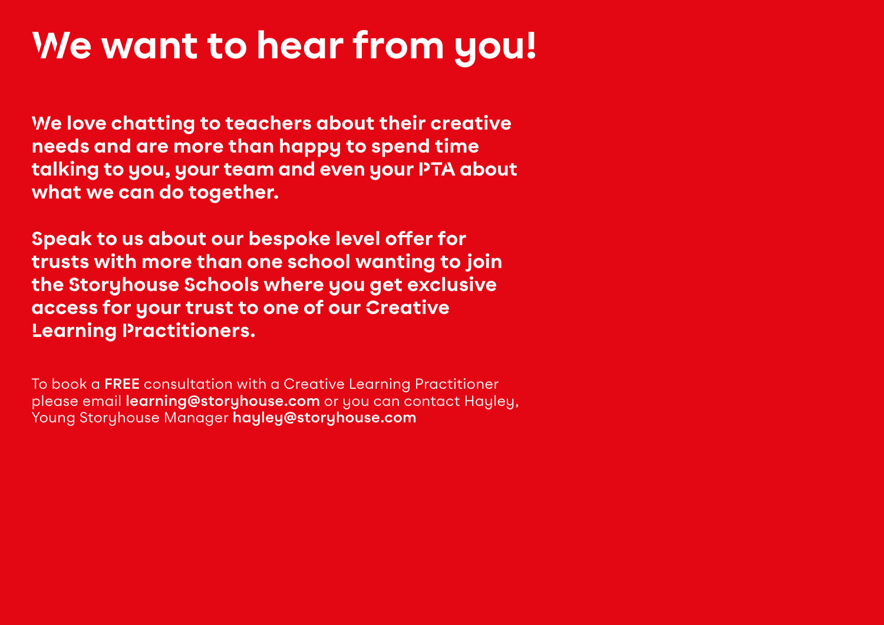# We want to hear from you!

**We love chatting to teachers about their creative needs and are more than happy to spend time talking to you, your team and even your PTA about what we can do together.**

**Speak to us about our bespoke level offer for trusts with more than one school wanting to join the Storyhouse Schools where you get exclusive access for your trust to one of our Creative Learning Practitioners.**

To book a **FREE** consultation with a Creative Learning Practitioner please email **learning@storyhouse.com** or you can contact Hayley, Young Storyhouse Manager **hayley@storyhouse.com**